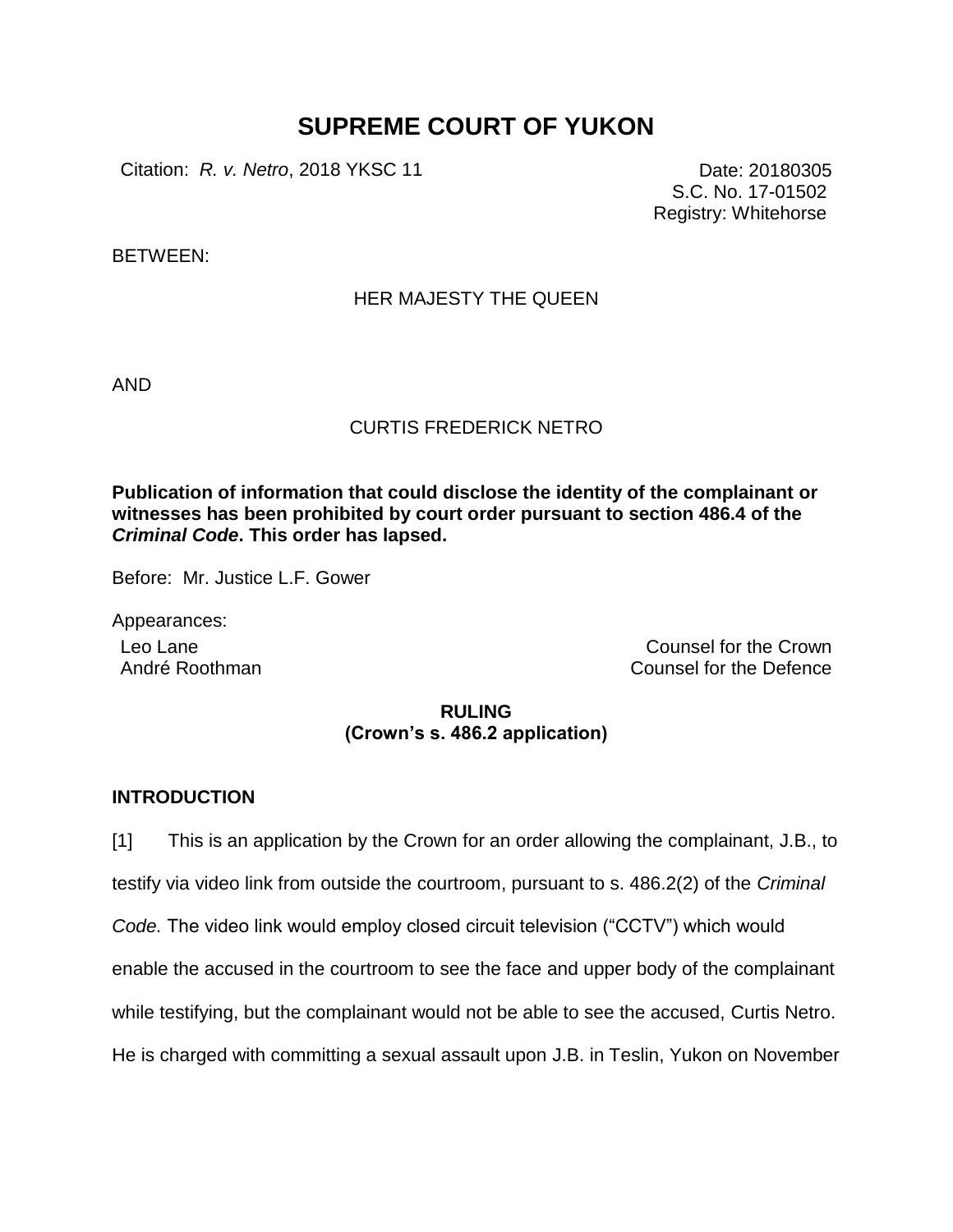# SUPREME COURT OF YUKON

Citation: *R. v. Netro*, 2018 YKSC 11

Date: 20180305
S.C. No. 17-01502
Registry: Whitehorse

BETWEEN:

HER MAJESTY THE QUEEN

AND

CURTIS FREDERICK NETRO

**Publication of information that could disclose the identity of the complainant or witnesses has been prohibited by court order pursuant to section 486.4 of the *Criminal Code*. This order has lapsed.**

Before: Mr. Justice L.F. Gower

Appearances:

Leo Lane — Counsel for the Crown
André Roothman — Counsel for the Defence

**RULING**
**(Crown's s. 486.2 application)**

## INTRODUCTION

[1] This is an application by the Crown for an order allowing the complainant, J.B., to testify via video link from outside the courtroom, pursuant to s. 486.2(2) of the *Criminal Code.* The video link would employ closed circuit television ("CCTV") which would enable the accused in the courtroom to see the face and upper body of the complainant while testifying, but the complainant would not be able to see the accused, Curtis Netro. He is charged with committing a sexual assault upon J.B. in Teslin, Yukon on November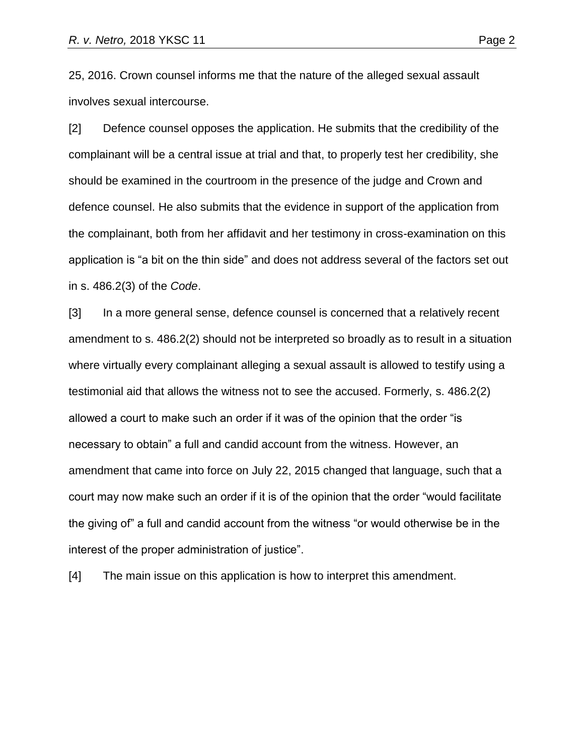25, 2016. Crown counsel informs me that the nature of the alleged sexual assault involves sexual intercourse.

[2] Defence counsel opposes the application. He submits that the credibility of the complainant will be a central issue at trial and that, to properly test her credibility, she should be examined in the courtroom in the presence of the judge and Crown and defence counsel. He also submits that the evidence in support of the application from the complainant, both from her affidavit and her testimony in cross-examination on this application is "a bit on the thin side" and does not address several of the factors set out in s. 486.2(3) of the *Code*.

[3] In a more general sense, defence counsel is concerned that a relatively recent amendment to s. 486.2(2) should not be interpreted so broadly as to result in a situation where virtually every complainant alleging a sexual assault is allowed to testify using a testimonial aid that allows the witness not to see the accused. Formerly, s. 486.2(2) allowed a court to make such an order if it was of the opinion that the order "is necessary to obtain" a full and candid account from the witness. However, an amendment that came into force on July 22, 2015 changed that language, such that a court may now make such an order if it is of the opinion that the order "would facilitate the giving of" a full and candid account from the witness "or would otherwise be in the interest of the proper administration of justice".

[4] The main issue on this application is how to interpret this amendment.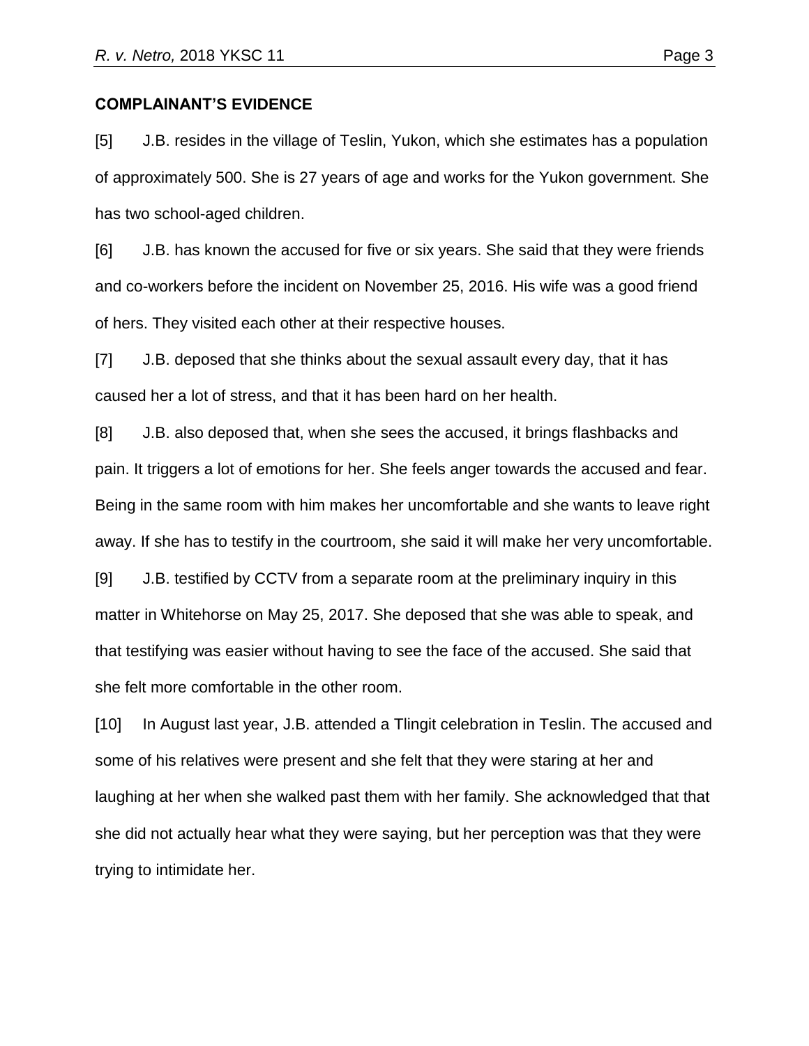**COMPLAINANT'S EVIDENCE**

[5] J.B. resides in the village of Teslin, Yukon, which she estimates has a population of approximately 500. She is 27 years of age and works for the Yukon government. She has two school-aged children.

[6] J.B. has known the accused for five or six years. She said that they were friends and co-workers before the incident on November 25, 2016. His wife was a good friend of hers. They visited each other at their respective houses.

[7] J.B. deposed that she thinks about the sexual assault every day, that it has caused her a lot of stress, and that it has been hard on her health.

[8] J.B. also deposed that, when she sees the accused, it brings flashbacks and pain. It triggers a lot of emotions for her. She feels anger towards the accused and fear. Being in the same room with him makes her uncomfortable and she wants to leave right away. If she has to testify in the courtroom, she said it will make her very uncomfortable.

[9] J.B. testified by CCTV from a separate room at the preliminary inquiry in this matter in Whitehorse on May 25, 2017. She deposed that she was able to speak, and that testifying was easier without having to see the face of the accused. She said that she felt more comfortable in the other room.

[10] In August last year, J.B. attended a Tlingit celebration in Teslin. The accused and some of his relatives were present and she felt that they were staring at her and laughing at her when she walked past them with her family. She acknowledged that that she did not actually hear what they were saying, but her perception was that they were trying to intimidate her.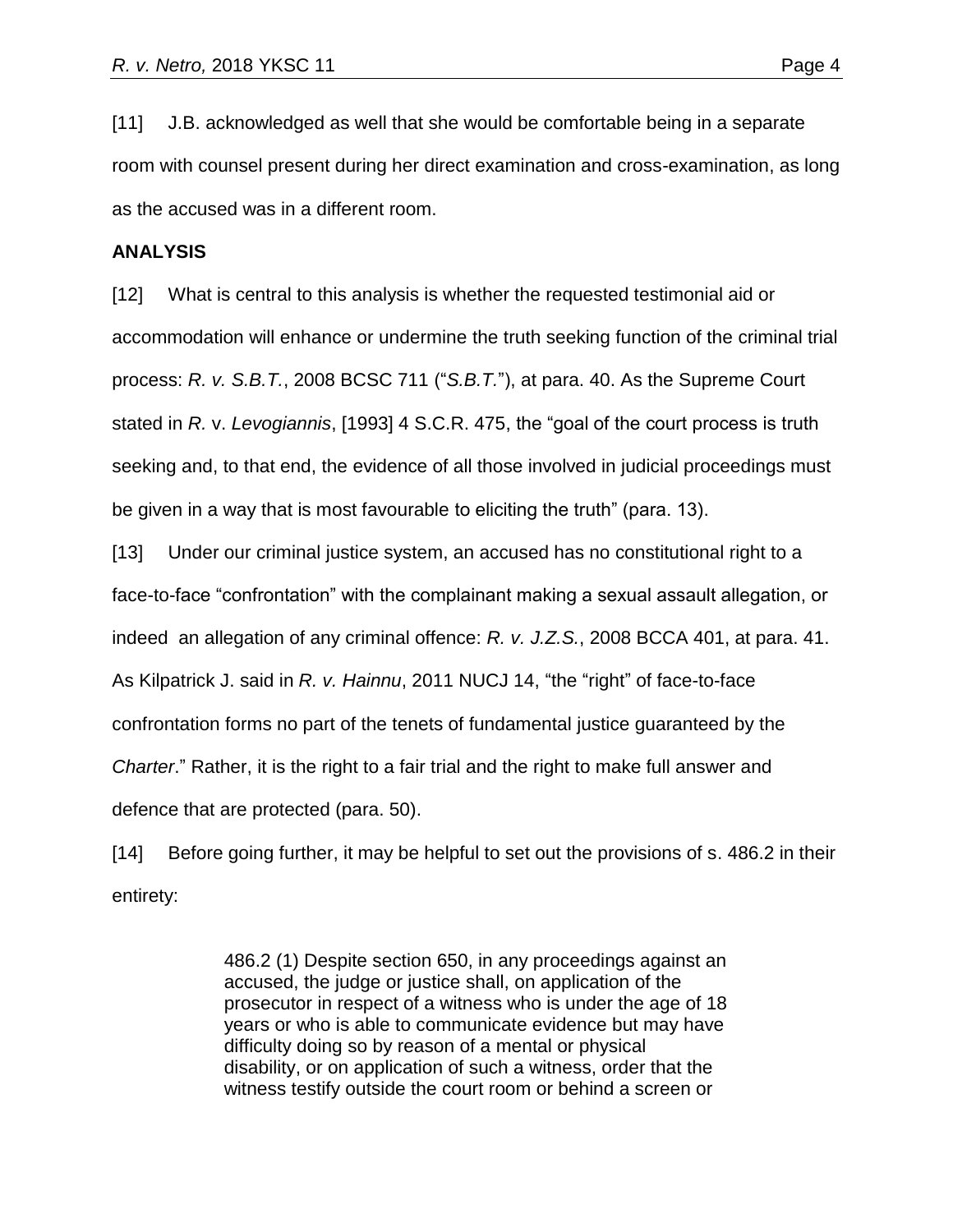[11] J.B. acknowledged as well that she would be comfortable being in a separate room with counsel present during her direct examination and cross-examination, as long as the accused was in a different room.

**ANALYSIS**

[12] What is central to this analysis is whether the requested testimonial aid or accommodation will enhance or undermine the truth seeking function of the criminal trial process: *R. v. S.B.T.*, 2008 BCSC 711 ("*S.B.T.*"), at para. 40. As the Supreme Court stated in *R.* v. *Levogiannis*, [1993] 4 S.C.R. 475, the "goal of the court process is truth seeking and, to that end, the evidence of all those involved in judicial proceedings must be given in a way that is most favourable to eliciting the truth" (para. 13).

[13] Under our criminal justice system, an accused has no constitutional right to a face-to-face "confrontation" with the complainant making a sexual assault allegation, or indeed an allegation of any criminal offence: *R. v. J.Z.S.*, 2008 BCCA 401, at para. 41. As Kilpatrick J. said in *R. v. Hainnu*, 2011 NUCJ 14, "the "right" of face-to-face confrontation forms no part of the tenets of fundamental justice guaranteed by the *Charter*." Rather, it is the right to a fair trial and the right to make full answer and defence that are protected (para. 50).

[14] Before going further, it may be helpful to set out the provisions of s. 486.2 in their entirety:

> 486.2 (1) Despite section 650, in any proceedings against an accused, the judge or justice shall, on application of the prosecutor in respect of a witness who is under the age of 18 years or who is able to communicate evidence but may have difficulty doing so by reason of a mental or physical disability, or on application of such a witness, order that the witness testify outside the court room or behind a screen or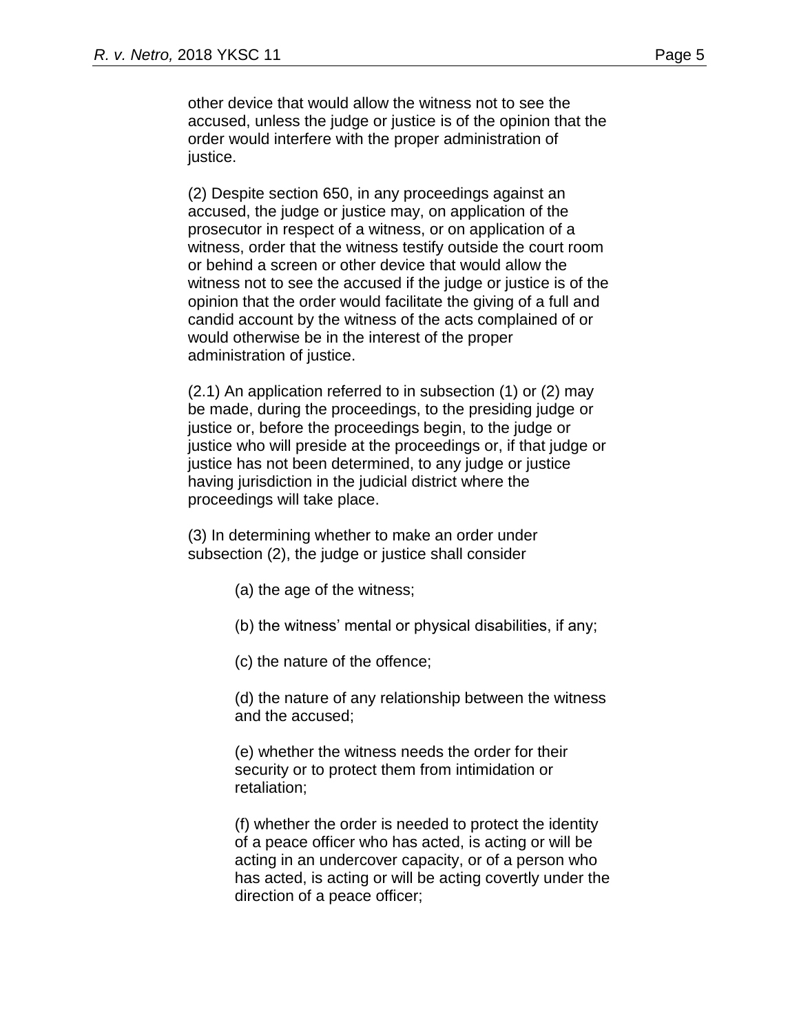other device that would allow the witness not to see the accused, unless the judge or justice is of the opinion that the order would interfere with the proper administration of justice.

(2) Despite section 650, in any proceedings against an accused, the judge or justice may, on application of the prosecutor in respect of a witness, or on application of a witness, order that the witness testify outside the court room or behind a screen or other device that would allow the witness not to see the accused if the judge or justice is of the opinion that the order would facilitate the giving of a full and candid account by the witness of the acts complained of or would otherwise be in the interest of the proper administration of justice.

(2.1) An application referred to in subsection (1) or (2) may be made, during the proceedings, to the presiding judge or justice or, before the proceedings begin, to the judge or justice who will preside at the proceedings or, if that judge or justice has not been determined, to any judge or justice having jurisdiction in the judicial district where the proceedings will take place.

(3) In determining whether to make an order under subsection (2), the judge or justice shall consider

(a) the age of the witness;

(b) the witness' mental or physical disabilities, if any;

(c) the nature of the offence;

(d) the nature of any relationship between the witness and the accused;

(e) whether the witness needs the order for their security or to protect them from intimidation or retaliation;

(f) whether the order is needed to protect the identity of a peace officer who has acted, is acting or will be acting in an undercover capacity, or of a person who has acted, is acting or will be acting covertly under the direction of a peace officer;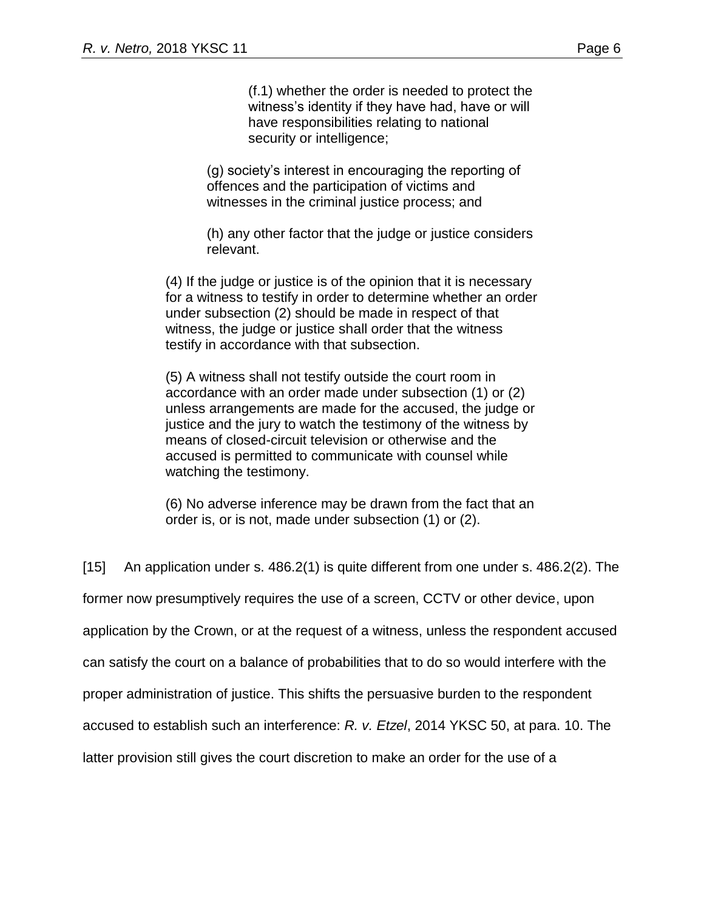> > (f.1) whether the order is needed to protect the witness's identity if they have had, have or will have responsibilities relating to national security or intelligence;
>
> (g) society's interest in encouraging the reporting of offences and the participation of victims and witnesses in the criminal justice process; and
>
> (h) any other factor that the judge or justice considers relevant.
>
> (4) If the judge or justice is of the opinion that it is necessary for a witness to testify in order to determine whether an order under subsection (2) should be made in respect of that witness, the judge or justice shall order that the witness testify in accordance with that subsection.
>
> (5) A witness shall not testify outside the court room in accordance with an order made under subsection (1) or (2) unless arrangements are made for the accused, the judge or justice and the jury to watch the testimony of the witness by means of closed-circuit television or otherwise and the accused is permitted to communicate with counsel while watching the testimony.
>
> (6) No adverse inference may be drawn from the fact that an order is, or is not, made under subsection (1) or (2).

[15] An application under s. 486.2(1) is quite different from one under s. 486.2(2). The former now presumptively requires the use of a screen, CCTV or other device, upon application by the Crown, or at the request of a witness, unless the respondent accused can satisfy the court on a balance of probabilities that to do so would interfere with the proper administration of justice. This shifts the persuasive burden to the respondent accused to establish such an interference: *R. v. Etzel*, 2014 YKSC 50, at para. 10. The latter provision still gives the court discretion to make an order for the use of a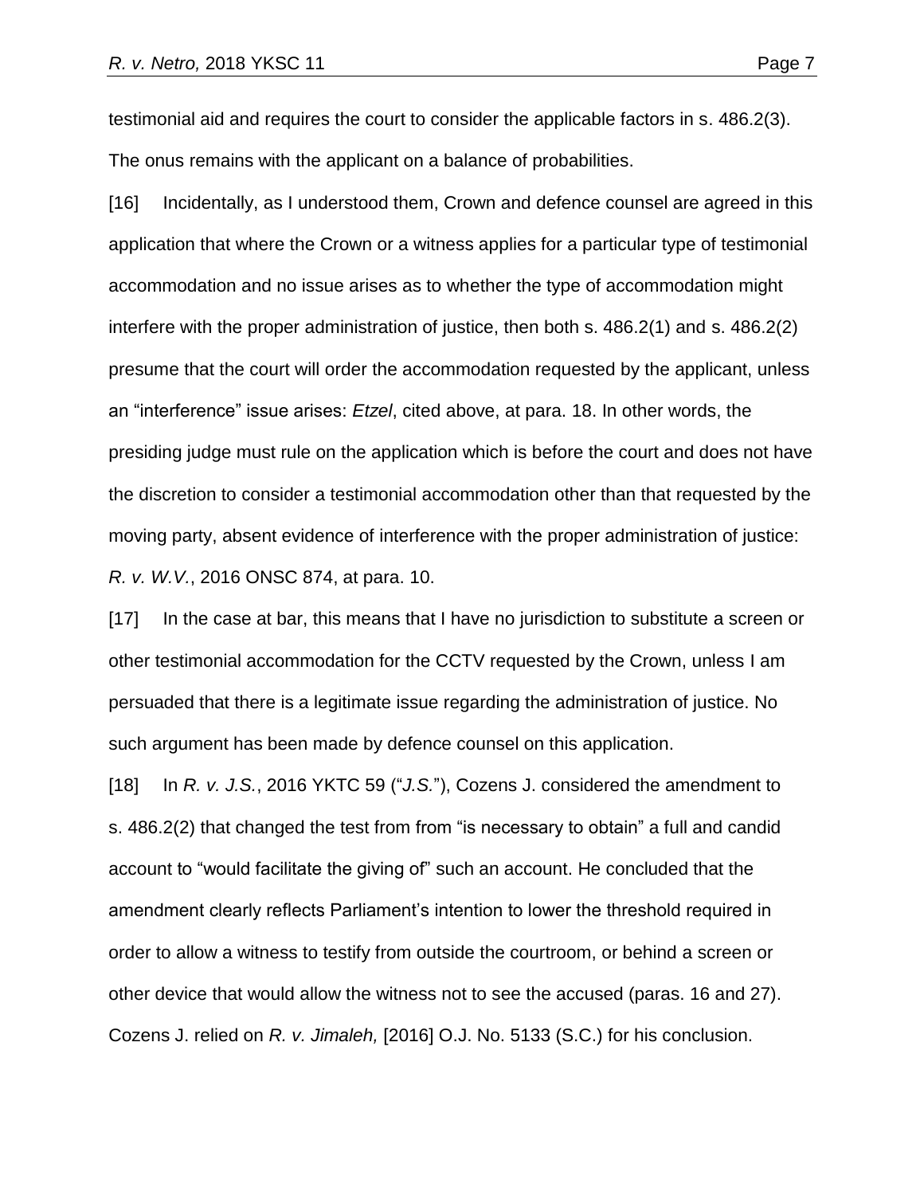testimonial aid and requires the court to consider the applicable factors in s. 486.2(3). The onus remains with the applicant on a balance of probabilities.

[16] Incidentally, as I understood them, Crown and defence counsel are agreed in this application that where the Crown or a witness applies for a particular type of testimonial accommodation and no issue arises as to whether the type of accommodation might interfere with the proper administration of justice, then both s. 486.2(1) and s. 486.2(2) presume that the court will order the accommodation requested by the applicant, unless an "interference" issue arises: *Etzel*, cited above, at para. 18. In other words, the presiding judge must rule on the application which is before the court and does not have the discretion to consider a testimonial accommodation other than that requested by the moving party, absent evidence of interference with the proper administration of justice: *R. v. W.V.*, 2016 ONSC 874, at para. 10.

[17] In the case at bar, this means that I have no jurisdiction to substitute a screen or other testimonial accommodation for the CCTV requested by the Crown, unless I am persuaded that there is a legitimate issue regarding the administration of justice. No such argument has been made by defence counsel on this application.

[18] In *R. v. J.S.*, 2016 YKTC 59 ("*J.S.*"), Cozens J. considered the amendment to s. 486.2(2) that changed the test from from "is necessary to obtain" a full and candid account to "would facilitate the giving of" such an account. He concluded that the amendment clearly reflects Parliament's intention to lower the threshold required in order to allow a witness to testify from outside the courtroom, or behind a screen or other device that would allow the witness not to see the accused (paras. 16 and 27). Cozens J. relied on *R. v. Jimaleh,* [2016] O.J. No. 5133 (S.C.) for his conclusion.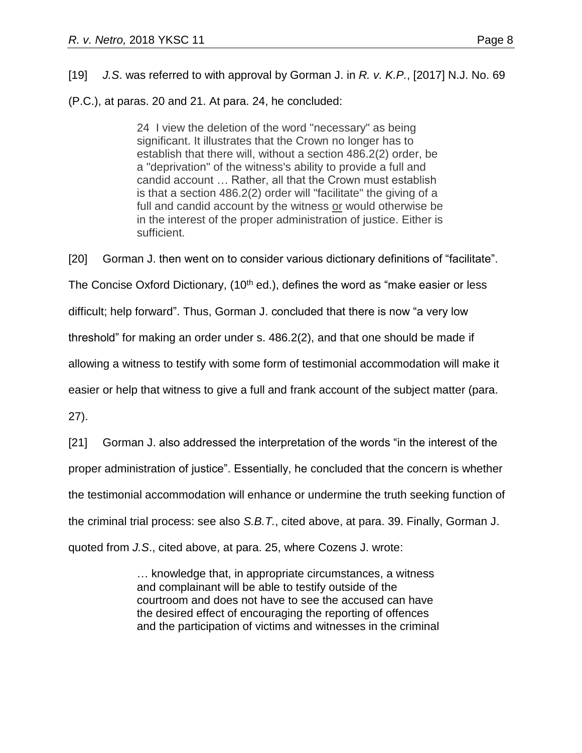[19] *J.S*. was referred to with approval by Gorman J. in *R. v. K.P.*, [2017] N.J. No. 69 (P.C.), at paras. 20 and 21. At para. 24, he concluded:

> 24 I view the deletion of the word "necessary" as being significant. It illustrates that the Crown no longer has to establish that there will, without a section 486.2(2) order, be a "deprivation" of the witness's ability to provide a full and candid account … Rather, all that the Crown must establish is that a section 486.2(2) order will "facilitate" the giving of a full and candid account by the witness <u>or</u> would otherwise be in the interest of the proper administration of justice. Either is sufficient.

[20] Gorman J. then went on to consider various dictionary definitions of "facilitate". The Concise Oxford Dictionary, (10th ed.), defines the word as "make easier or less difficult; help forward". Thus, Gorman J. concluded that there is now "a very low threshold" for making an order under s. 486.2(2), and that one should be made if allowing a witness to testify with some form of testimonial accommodation will make it easier or help that witness to give a full and frank account of the subject matter (para. 27).

[21] Gorman J. also addressed the interpretation of the words "in the interest of the proper administration of justice". Essentially, he concluded that the concern is whether the testimonial accommodation will enhance or undermine the truth seeking function of the criminal trial process: see also *S.B.T.*, cited above, at para. 39. Finally, Gorman J. quoted from *J.S*., cited above, at para. 25, where Cozens J. wrote:

> … knowledge that, in appropriate circumstances, a witness and complainant will be able to testify outside of the courtroom and does not have to see the accused can have the desired effect of encouraging the reporting of offences and the participation of victims and witnesses in the criminal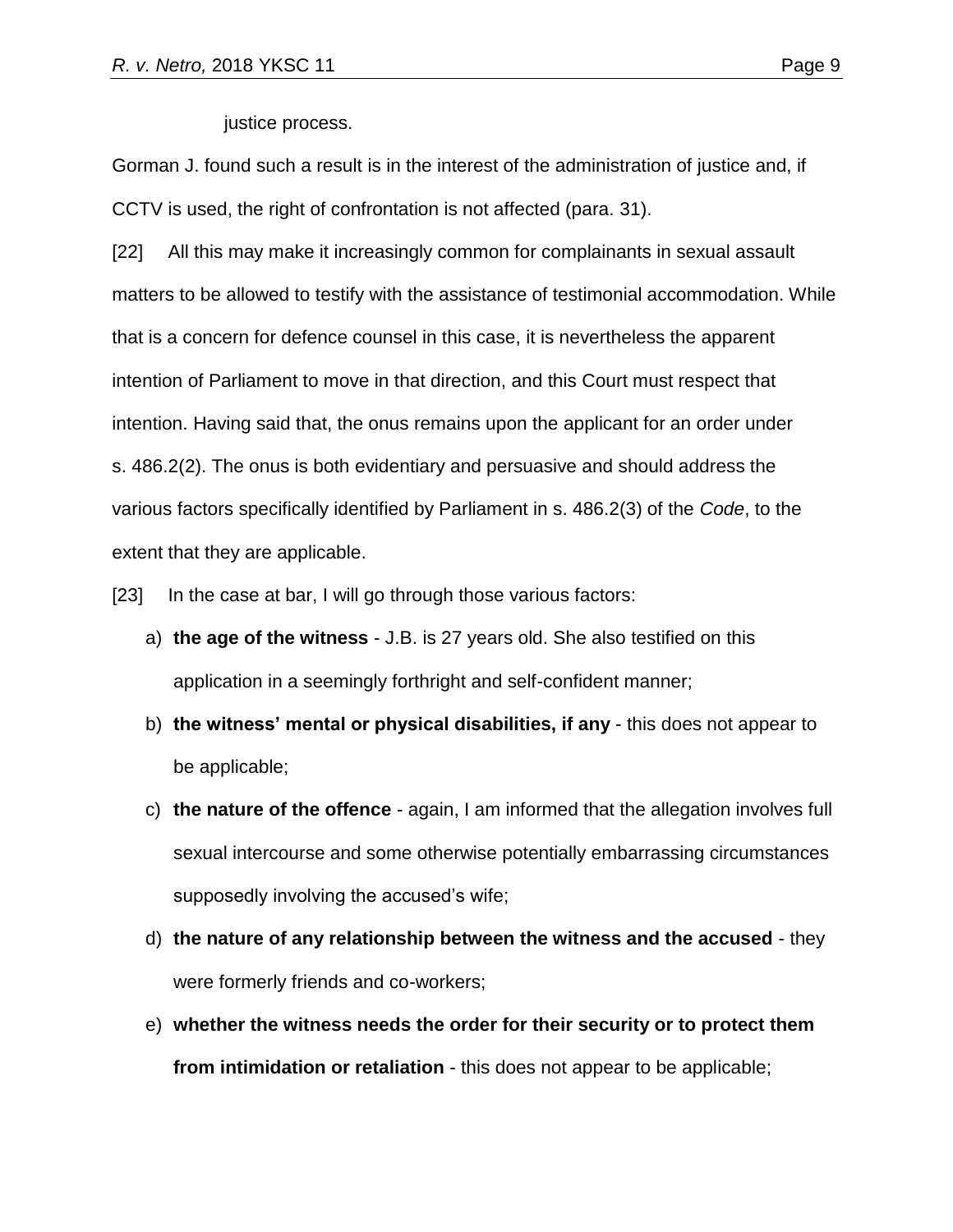justice process.

Gorman J. found such a result is in the interest of the administration of justice and, if CCTV is used, the right of confrontation is not affected (para. 31).

[22] All this may make it increasingly common for complainants in sexual assault matters to be allowed to testify with the assistance of testimonial accommodation. While that is a concern for defence counsel in this case, it is nevertheless the apparent intention of Parliament to move in that direction, and this Court must respect that intention. Having said that, the onus remains upon the applicant for an order under s. 486.2(2). The onus is both evidentiary and persuasive and should address the various factors specifically identified by Parliament in s. 486.2(3) of the *Code*, to the extent that they are applicable.

[23] In the case at bar, I will go through those various factors:

a) **the age of the witness** - J.B. is 27 years old. She also testified on this application in a seemingly forthright and self-confident manner;

b) **the witness' mental or physical disabilities, if any** - this does not appear to be applicable;

c) **the nature of the offence** - again, I am informed that the allegation involves full sexual intercourse and some otherwise potentially embarrassing circumstances supposedly involving the accused's wife;

d) **the nature of any relationship between the witness and the accused** - they were formerly friends and co-workers;

e) **whether the witness needs the order for their security or to protect them from intimidation or retaliation** - this does not appear to be applicable;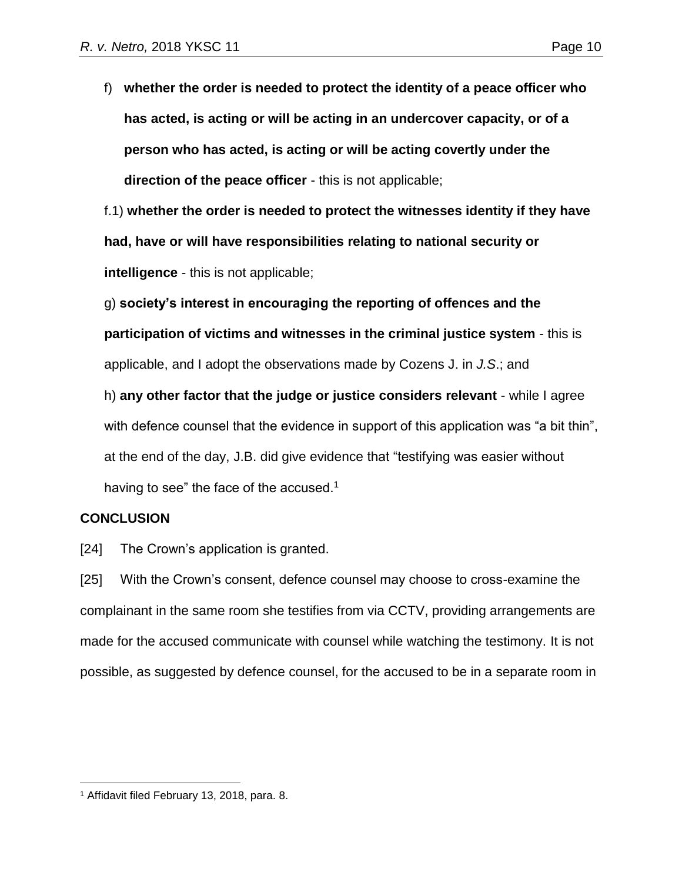f) **whether the order is needed to protect the identity of a peace officer who has acted, is acting or will be acting in an undercover capacity, or of a person who has acted, is acting or will be acting covertly under the direction of the peace officer** - this is not applicable;

f.1) **whether the order is needed to protect the witnesses identity if they have had, have or will have responsibilities relating to national security or intelligence** - this is not applicable;

g) **society's interest in encouraging the reporting of offences and the participation of victims and witnesses in the criminal justice system** - this is applicable, and I adopt the observations made by Cozens J. in *J.S*.; and

h) **any other factor that the judge or justice considers relevant** - while I agree with defence counsel that the evidence in support of this application was "a bit thin", at the end of the day, J.B. did give evidence that "testifying was easier without having to see" the face of the accused.[1]

**CONCLUSION**

[24] The Crown's application is granted.

[25] With the Crown's consent, defence counsel may choose to cross-examine the complainant in the same room she testifies from via CCTV, providing arrangements are made for the accused communicate with counsel while watching the testimony. It is not possible, as suggested by defence counsel, for the accused to be in a separate room in

[1] Affidavit filed February 13, 2018, para. 8.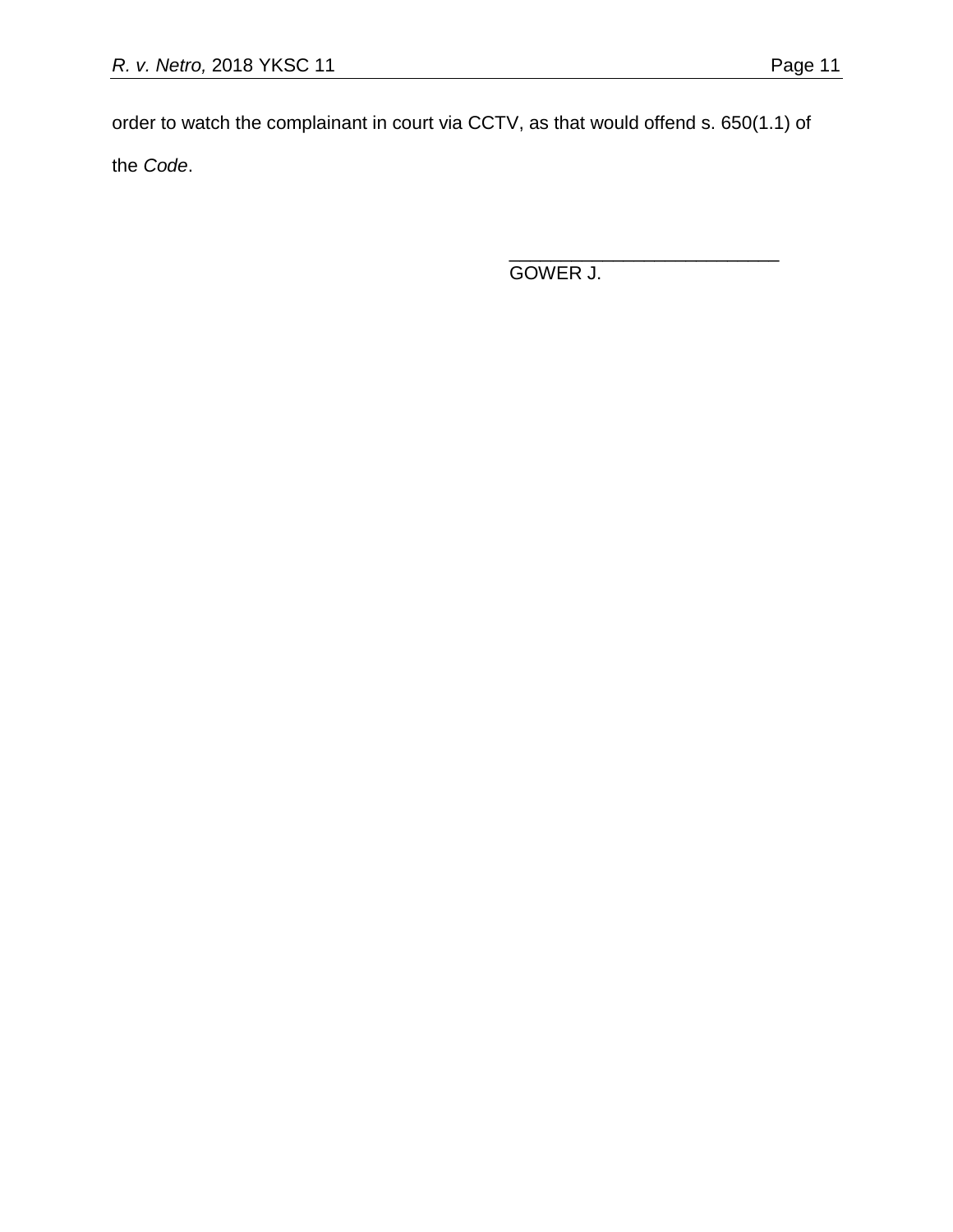order to watch the complainant in court via CCTV, as that would offend s. 650(1.1) of the *Code*.

\_\_\_\_\_\_\_\_\_\_\_\_\_\_\_\_\_\_\_\_\_\_\_\_\_\_\_\_
GOWER J.